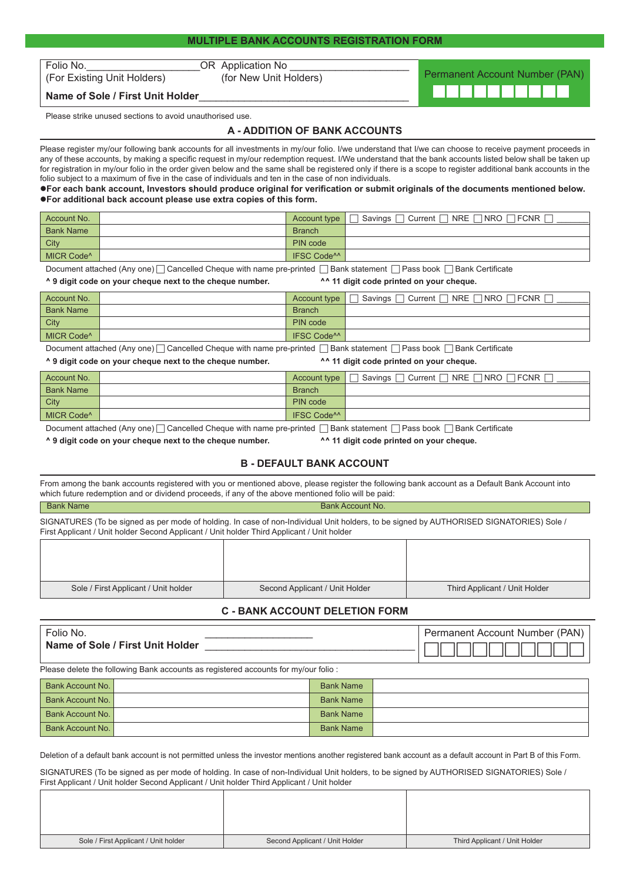# MULTIPLE BANK ACCOUNTS REGISTRATION FORM

Folio No.____________________ OR Application No ____________________
(For Existing Unit Holders) (for New Unit Holders)

**Name of Sole / First Unit Holder**________________________________________

Permanent Account Number (PAN) ☐☐☐☐☐☐☐☐☐☐

Please strike unused sections to avoid unauthorised use.

## A - ADDITION OF BANK ACCOUNTS

Please register my/our following bank accounts for all investments in my/our folio. I/we understand that I/we can choose to receive payment proceeds in any of these accounts, by making a specific request in my/our redemption request. I/We understand that the bank accounts listed below shall be taken up for registration in my/our folio in the order given below and the same shall be registered only if there is a scope to register additional bank accounts in the folio subject to a maximum of five in the case of individuals and ten in the case of non individuals.

- **For each bank account, Investors should produce original for verification or submit originals of the documents mentioned below.**
- **For additional back account please use extra copies of this form.**

| Account No. | | Account type | ☐ Savings ☐ Current ☐ NRE ☐ NRO ☐ FCNR ☐ ______ |
|---|---|---|---|
| Bank Name | | Branch | |
| City | | PIN code | |
| MICR Code^ | | IFSC Code^^ | |

Document attached (Any one) ☐ Cancelled Cheque with name pre-printed ☐ Bank statement ☐ Pass book ☐ Bank Certificate

**^ 9 digit code on your cheque next to the cheque number.** **^^ 11 digit code printed on your cheque.**

| Account No. | | Account type | ☐ Savings ☐ Current ☐ NRE ☐ NRO ☐ FCNR ☐ ______ |
|---|---|---|---|
| Bank Name | | Branch | |
| City | | PIN code | |
| MICR Code^ | | IFSC Code^^ | |

Document attached (Any one) ☐ Cancelled Cheque with name pre-printed ☐ Bank statement ☐ Pass book ☐ Bank Certificate

**^ 9 digit code on your cheque next to the cheque number.** **^^ 11 digit code printed on your cheque.**

| Account No. | | Account type | ☐ Savings ☐ Current ☐ NRE ☐ NRO ☐ FCNR ☐ ______ |
|---|---|---|---|
| Bank Name | | Branch | |
| City | | PIN code | |
| MICR Code^ | | IFSC Code^^ | |

Document attached (Any one) ☐ Cancelled Cheque with name pre-printed ☐ Bank statement ☐ Pass book ☐ Bank Certificate

**^ 9 digit code on your cheque next to the cheque number.** **^^ 11 digit code printed on your cheque.**

## B - DEFAULT BANK ACCOUNT

From among the bank accounts registered with you or mentioned above, please register the following bank account as a Default Bank Account into which future redemption and or dividend proceeds, if any of the above mentioned folio will be paid:

| Bank Name | Bank Account No. |
|---|---|
| | |

SIGNATURES (To be signed as per mode of holding. In case of non-Individual Unit holders, to be signed by AUTHORISED SIGNATORIES) Sole / First Applicant / Unit holder Second Applicant / Unit holder Third Applicant / Unit holder

| | | |
|---|---|---|
| | | |
| Sole / First Applicant / Unit holder | Second Applicant / Unit Holder | Third Applicant / Unit Holder |

## C - BANK ACCOUNT DELETION FORM

Folio No. ____________________
**Name of Sole / First Unit Holder** ________________________________________

Permanent Account Number (PAN) ☐☐☐☐☐☐☐☐☐☐

Please delete the following Bank accounts as registered accounts for my/our folio :

| Bank Account No. | | Bank Name | |
|---|---|---|---|
| Bank Account No. | | Bank Name | |
| Bank Account No. | | Bank Name | |
| Bank Account No. | | Bank Name | |

Deletion of a default bank account is not permitted unless the investor mentions another registered bank account as a default account in Part B of this Form.

SIGNATURES (To be signed as per mode of holding. In case of non-Individual Unit holders, to be signed by AUTHORISED SIGNATORIES) Sole / First Applicant / Unit holder Second Applicant / Unit holder Third Applicant / Unit holder

| | | |
|---|---|---|
| | | |
| Sole / First Applicant / Unit holder | Second Applicant / Unit Holder | Third Applicant / Unit Holder |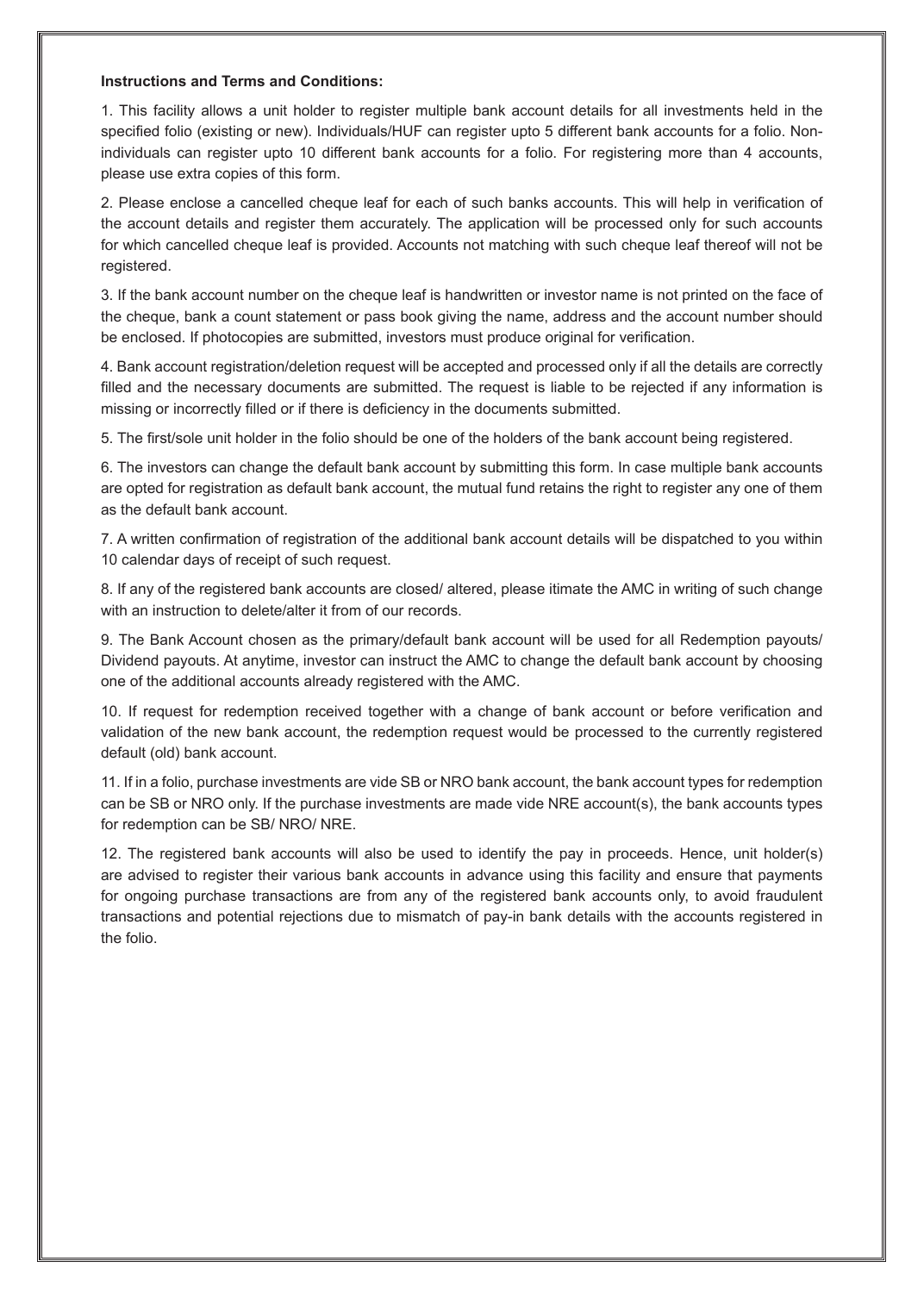**Instructions and Terms and Conditions:**

1. This facility allows a unit holder to register multiple bank account details for all investments held in the specified folio (existing or new). Individuals/HUF can register upto 5 different bank accounts for a folio. Non-individuals can register upto 10 different bank accounts for a folio. For registering more than 4 accounts, please use extra copies of this form.

2. Please enclose a cancelled cheque leaf for each of such banks accounts. This will help in verification of the account details and register them accurately. The application will be processed only for such accounts for which cancelled cheque leaf is provided. Accounts not matching with such cheque leaf thereof will not be registered.

3. If the bank account number on the cheque leaf is handwritten or investor name is not printed on the face of the cheque, bank a count statement or pass book giving the name, address and the account number should be enclosed. If photocopies are submitted, investors must produce original for verification.

4. Bank account registration/deletion request will be accepted and processed only if all the details are correctly filled and the necessary documents are submitted. The request is liable to be rejected if any information is missing or incorrectly filled or if there is deficiency in the documents submitted.

5. The first/sole unit holder in the folio should be one of the holders of the bank account being registered.

6. The investors can change the default bank account by submitting this form. In case multiple bank accounts are opted for registration as default bank account, the mutual fund retains the right to register any one of them as the default bank account.

7. A written confirmation of registration of the additional bank account details will be dispatched to you within 10 calendar days of receipt of such request.

8. If any of the registered bank accounts are closed/ altered, please itimate the AMC in writing of such change with an instruction to delete/alter it from of our records.

9. The Bank Account chosen as the primary/default bank account will be used for all Redemption payouts/ Dividend payouts. At anytime, investor can instruct the AMC to change the default bank account by choosing one of the additional accounts already registered with the AMC.

10. If request for redemption received together with a change of bank account or before verification and validation of the new bank account, the redemption request would be processed to the currently registered default (old) bank account.

11. If in a folio, purchase investments are vide SB or NRO bank account, the bank account types for redemption can be SB or NRO only. If the purchase investments are made vide NRE account(s), the bank accounts types for redemption can be SB/ NRO/ NRE.

12. The registered bank accounts will also be used to identify the pay in proceeds. Hence, unit holder(s) are advised to register their various bank accounts in advance using this facility and ensure that payments for ongoing purchase transactions are from any of the registered bank accounts only, to avoid fraudulent transactions and potential rejections due to mismatch of pay-in bank details with the accounts registered in the folio.